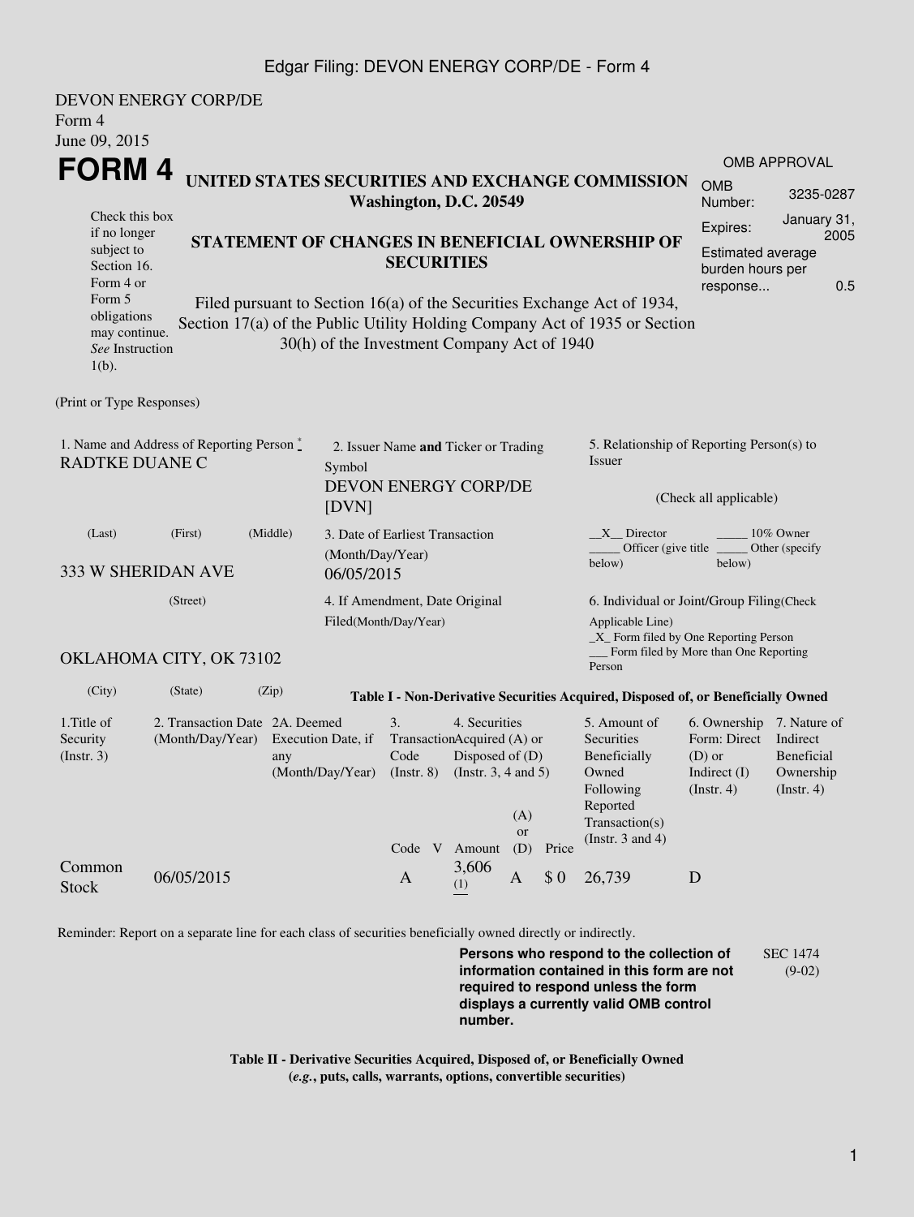DEVON ENERGY CORP/DE
Form 4
June 09, 2015

# FORM 4

**UNITED STATES SECURITIES AND EXCHANGE COMMISSION**
**Washington, D.C. 20549**

| OMB APPROVAL | |
|---|---|
| OMB Number: | 3235-0287 |
| Expires: | January 31, 2005 |
| Estimated average burden hours per response... | 0.5 |

Check this box if no longer subject to Section 16. Form 4 or Form 5 obligations may continue. *See* Instruction 1(b).

**STATEMENT OF CHANGES IN BENEFICIAL OWNERSHIP OF SECURITIES**

Filed pursuant to Section 16(a) of the Securities Exchange Act of 1934, Section 17(a) of the Public Utility Holding Company Act of 1935 or Section 30(h) of the Investment Company Act of 1940

(Print or Type Responses)

1. Name and Address of Reporting Person *
RADTKE DUANE C

(Last) (First) (Middle)

333 W SHERIDAN AVE

(Street)

OKLAHOMA CITY, OK 73102

(City) (State) (Zip)

2. Issuer Name **and** Ticker or Trading Symbol
DEVON ENERGY CORP/DE [DVN]

3. Date of Earliest Transaction (Month/Day/Year)
06/05/2015

4. If Amendment, Date Original Filed(Month/Day/Year)

5. Relationship of Reporting Person(s) to Issuer

(Check all applicable)

\_\_X\_\_ Director \_\_\_\_\_ 10% Owner
\_\_\_\_\_ Officer (give title below) \_\_\_\_\_ Other (specify below)

6. Individual or Joint/Group Filing(Check Applicable Line)
\_X\_ Form filed by One Reporting Person
\_\_\_ Form filed by More than One Reporting Person

**Table I - Non-Derivative Securities Acquired, Disposed of, or Beneficially Owned**

| 1.Title of Security (Instr. 3) | 2. Transaction Date (Month/Day/Year) | 2A. Deemed Execution Date, if any (Month/Day/Year) | 3. Transaction Code (Instr. 8) | | 4. Securities Acquired (A) or Disposed of (D) (Instr. 3, 4 and 5) | | | 5. Amount of Securities Beneficially Owned Following Reported Transaction(s) (Instr. 3 and 4) | 6. Ownership Form: Direct (D) or Indirect (I) (Instr. 4) | 7. Nature of Indirect Beneficial Ownership (Instr. 4) |
|---|---|---|---|---|---|---|---|---|---|---|
| | | | Code | V | Amount | (A) or (D) | Price | | | |
| Common Stock | 06/05/2015 | | A | | 3,606 (1) | A | $ 0 | 26,739 | D | |

Reminder: Report on a separate line for each class of securities beneficially owned directly or indirectly.

**Persons who respond to the collection of information contained in this form are not required to respond unless the form displays a currently valid OMB control number.**

SEC 1474 (9-02)

**Table II - Derivative Securities Acquired, Disposed of, or Beneficially Owned**
**(*e.g.*, puts, calls, warrants, options, convertible securities)**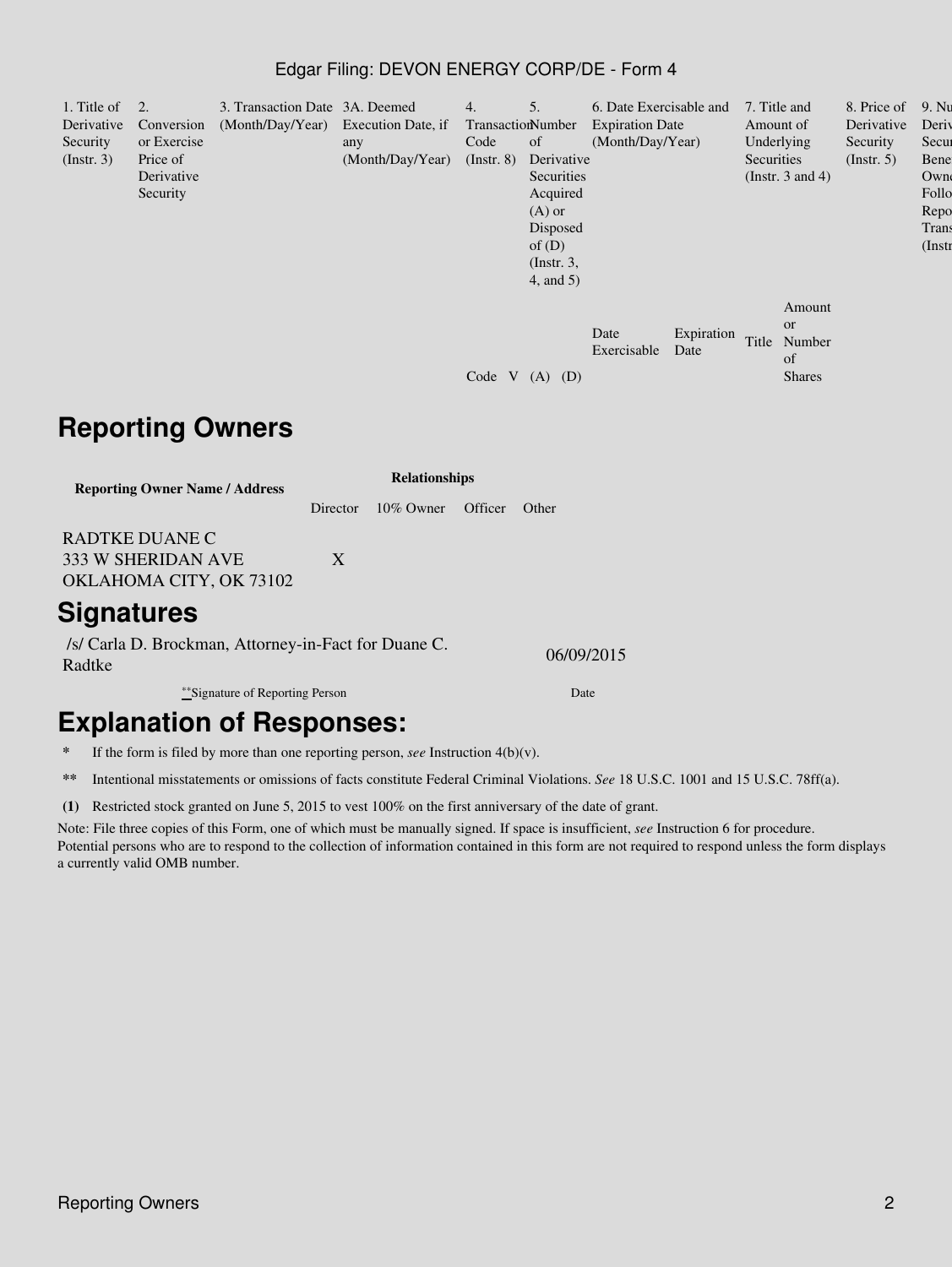| 1. Title of Derivative Security (Instr. 3) | 2. Conversion or Exercise Price of Derivative Security | 3. Transaction Date (Month/Day/Year) | 3A. Deemed Execution Date, if any (Month/Day/Year) | 4. Transaction Code (Instr. 8) | | 5. Number of Derivative Securities Acquired (A) or Disposed of (D) (Instr. 3, 4, and 5) | | 6. Date Exercisable and Expiration Date (Month/Day/Year) | | 7. Title and Amount of Underlying Securities (Instr. 3 and 4) | | 8. Price of Derivative Security (Instr. 5) | 9. Nu Deriv Secur Bene Owne Follo Repo Trans (Instr |
|---|---|---|---|---|---|---|---|---|---|---|---|---|---|
| | | | | Code | V | (A) | (D) | Date Exercisable | Expiration Date | Title | Amount or Number of Shares | | |

## Reporting Owners

| Reporting Owner Name / Address | Relationships | | | |
|---|---|---|---|---|
| | Director | 10% Owner | Officer | Other |
| RADTKE DUANE C<br>333 W SHERIDAN AVE<br>OKLAHOMA CITY, OK 73102 | X | | | |

## Signatures

| /s/ Carla D. Brockman, Attorney-in-Fact for Duane C. Radtke | 06/09/2015 |
|---|---|
| **Signature of Reporting Person | Date |

## Explanation of Responses:

\* If the form is filed by more than one reporting person, *see* Instruction 4(b)(v).

\*\* Intentional misstatements or omissions of facts constitute Federal Criminal Violations. *See* 18 U.S.C. 1001 and 15 U.S.C. 78ff(a).

**(1)** Restricted stock granted on June 5, 2015 to vest 100% on the first anniversary of the date of grant.

Note: File three copies of this Form, one of which must be manually signed. If space is insufficient, *see* Instruction 6 for procedure.
Potential persons who are to respond to the collection of information contained in this form are not required to respond unless the form displays a currently valid OMB number.